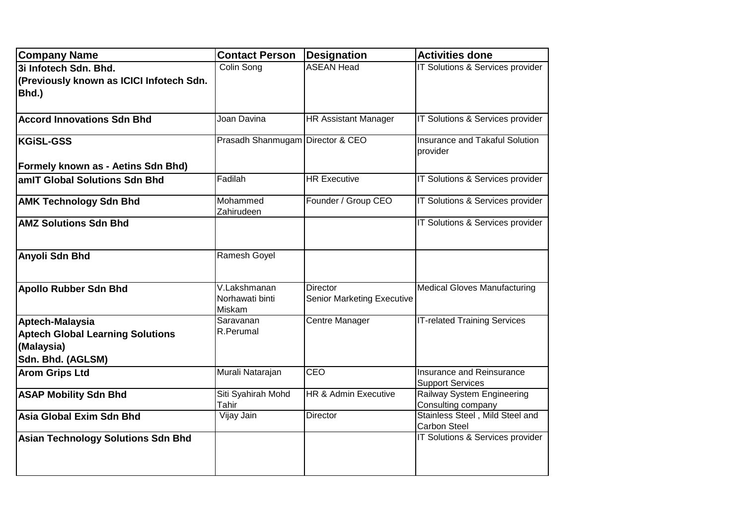| Company Name | Contact Person | Designation | Activities done |
| --- | --- | --- | --- |
| **3i Infotech Sdn. Bhd. (Previously known as ICICI Infotech Sdn. Bhd.)** | Colin Song | ASEAN Head | IT Solutions & Services provider |
| **Accord Innovations Sdn Bhd** | Joan Davina | HR Assistant Manager | IT Solutions & Services provider |
| **KGiSL-GSS Formely known as - Aetins Sdn Bhd)** | Prasadh Shanmugam | Director & CEO | Insurance and Takaful Solution provider |
| **amIT Global Solutions Sdn Bhd** | Fadilah | HR Executive | IT Solutions & Services provider |
| **AMK Technology Sdn Bhd** | Mohammed Zahirudeen | Founder / Group CEO | IT Solutions & Services provider |
| **AMZ Solutions Sdn Bhd** | | | IT Solutions & Services provider |
| **Anyoli Sdn Bhd** | Ramesh Goyel | | |
| **Apollo Rubber Sdn Bhd** | V.Lakshmanan<br>Norhawati binti Miskam | Director<br>Senior Marketing Executive | Medical Gloves Manufacturing |
| **Aptech-Malaysia Aptech Global Learning Solutions (Malaysia) Sdn. Bhd. (AGLSM)** | Saravanan R.Perumal | Centre Manager | IT-related Training Services |
| **Arom Grips Ltd** | Murali Natarajan | CEO | Insurance and Reinsurance Support Services |
| **ASAP Mobility Sdn Bhd** | Siti Syahirah Mohd Tahir | HR & Admin Executive | Railway System Engineering Consulting company |
| **Asia Global Exim Sdn Bhd** | Vijay Jain | Director | Stainless Steel , Mild Steel and Carbon Steel |
| **Asian Technology Solutions Sdn Bhd** | | | IT Solutions & Services provider |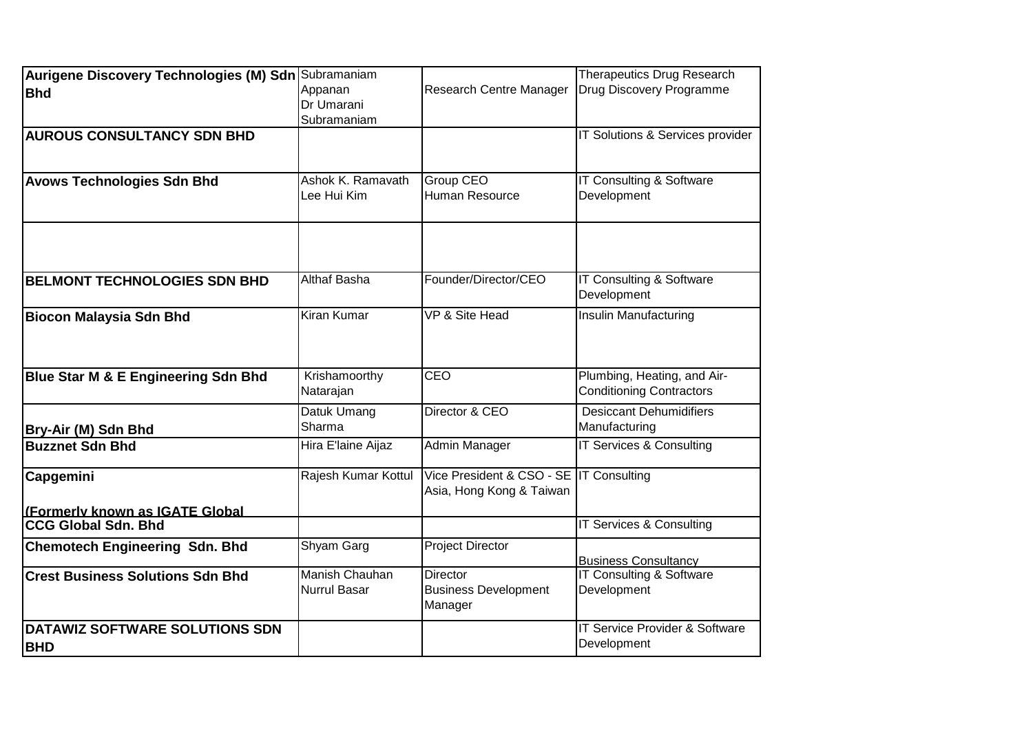| | | | |
|---|---|---|---|
| **Aurigene Discovery Technologies (M) Sdn Bhd** | Subramaniam Appanan<br>Dr Umarani Subramaniam | Research Centre Manager | Therapeutics Drug Research Drug Discovery Programme |
| **AUROUS CONSULTANCY SDN BHD** | | | IT Solutions & Services provider |
| **Avows Technologies Sdn Bhd** | Ashok K. Ramavath<br>Lee Hui Kim | Group CEO<br>Human Resource | IT Consulting & Software Development |
| | | | |
| **BELMONT TECHNOLOGIES SDN BHD** | Althaf Basha | Founder/Director/CEO | IT Consulting & Software Development |
| **Biocon Malaysia Sdn Bhd** | Kiran Kumar | VP & Site Head | Insulin Manufacturing |
| **Blue Star M & E Engineering Sdn Bhd** | Krishamoorthy Natarajan | CEO | Plumbing, Heating, and Air-Conditioning Contractors |
| **Bry-Air (M) Sdn Bhd** | Datuk Umang Sharma | Director & CEO | Desiccant Dehumidifiers Manufacturing |
| **Buzznet Sdn Bhd** | Hira E'laine Aijaz | Admin Manager | IT Services & Consulting |
| **Capgemini**<br>**(Formerly known as IGATE Global** | Rajesh Kumar Kottul | Vice President & CSO - SE Asia, Hong Kong & Taiwan | IT Consulting |
| **CCG Global Sdn. Bhd** | | | IT Services & Consulting |
| **Chemotech Engineering Sdn. Bhd** | Shyam Garg | Project Director | Business Consultancy |
| **Crest Business Solutions Sdn Bhd** | Manish Chauhan<br>Nurrul Basar | Director<br>Business Development Manager | IT Consulting & Software Development |
| **DATAWIZ SOFTWARE SOLUTIONS SDN BHD** | | | IT Service Provider & Software Development |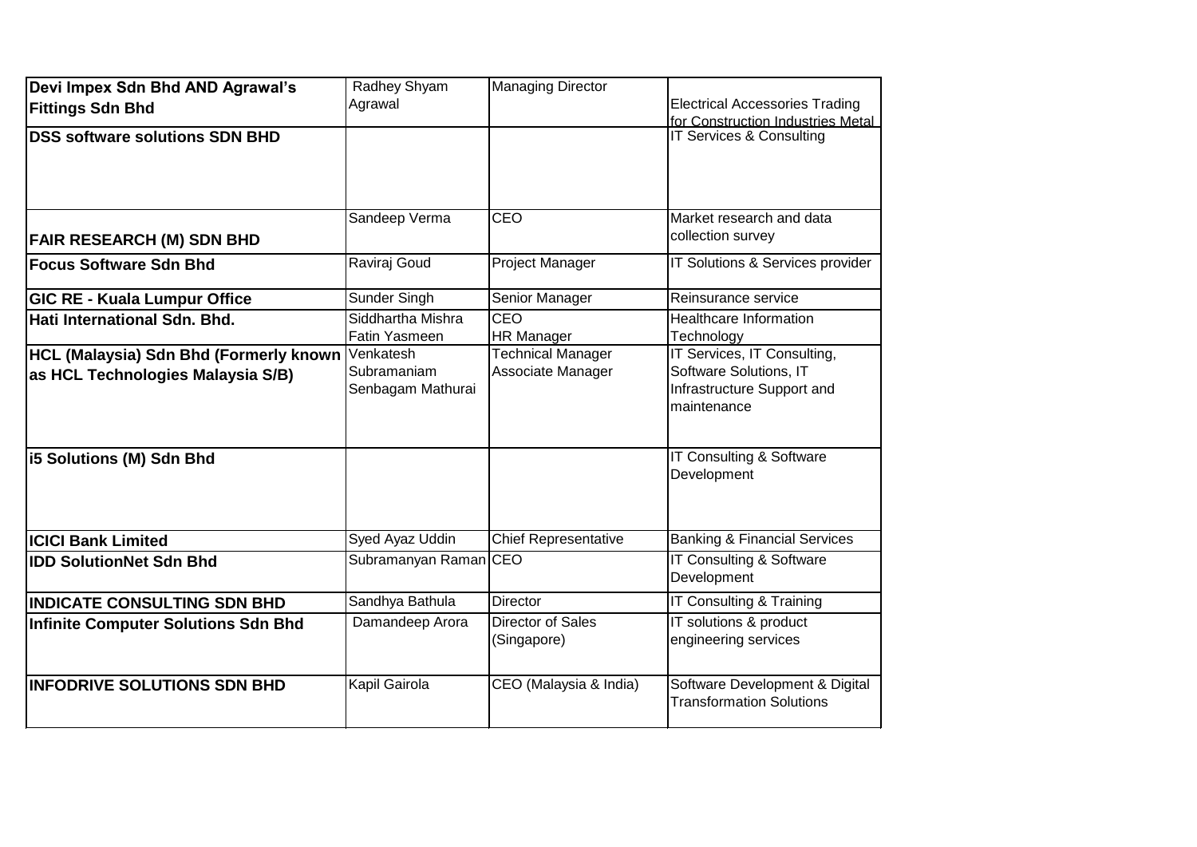| | | | |
|---|---|---|---|
| **Devi Impex Sdn Bhd AND Agrawal's Fittings Sdn Bhd** | Radhey Shyam Agrawal | Managing Director | Electrical Accessories Trading for Construction Industries Metal |
| **DSS software solutions SDN BHD** | | | IT Services & Consulting |
| **FAIR RESEARCH (M) SDN BHD** | Sandeep Verma | CEO | Market research and data collection survey |
| **Focus Software Sdn Bhd** | Raviraj Goud | Project Manager | IT Solutions & Services provider |
| **GIC RE - Kuala Lumpur Office** | Sunder Singh | Senior Manager | Reinsurance service |
| **Hati International Sdn. Bhd.** | Siddhartha Mishra<br>Fatin Yasmeen | CEO<br>HR Manager | Healthcare Information Technology |
| **HCL (Malaysia) Sdn Bhd (Formerly known as HCL Technologies Malaysia S/B)** | Venkatesh Subramaniam<br>Senbagam Mathurai | Technical Manager<br>Associate Manager | IT Services, IT Consulting, Software Solutions, IT Infrastructure Support and maintenance |
| **i5 Solutions (M) Sdn Bhd** | | | IT Consulting & Software Development |
| **ICICI Bank Limited** | Syed Ayaz Uddin | Chief Representative | Banking & Financial Services |
| **IDD SolutionNet Sdn Bhd** | Subramanyan Raman | CEO | IT Consulting & Software Development |
| **INDICATE CONSULTING SDN BHD** | Sandhya Bathula | Director | IT Consulting & Training |
| **Infinite Computer Solutions Sdn Bhd** | Damandeep Arora | Director of Sales (Singapore) | IT solutions & product engineering services |
| **INFODRIVE SOLUTIONS SDN BHD** | Kapil Gairola | CEO (Malaysia & India) | Software Development & Digital Transformation Solutions |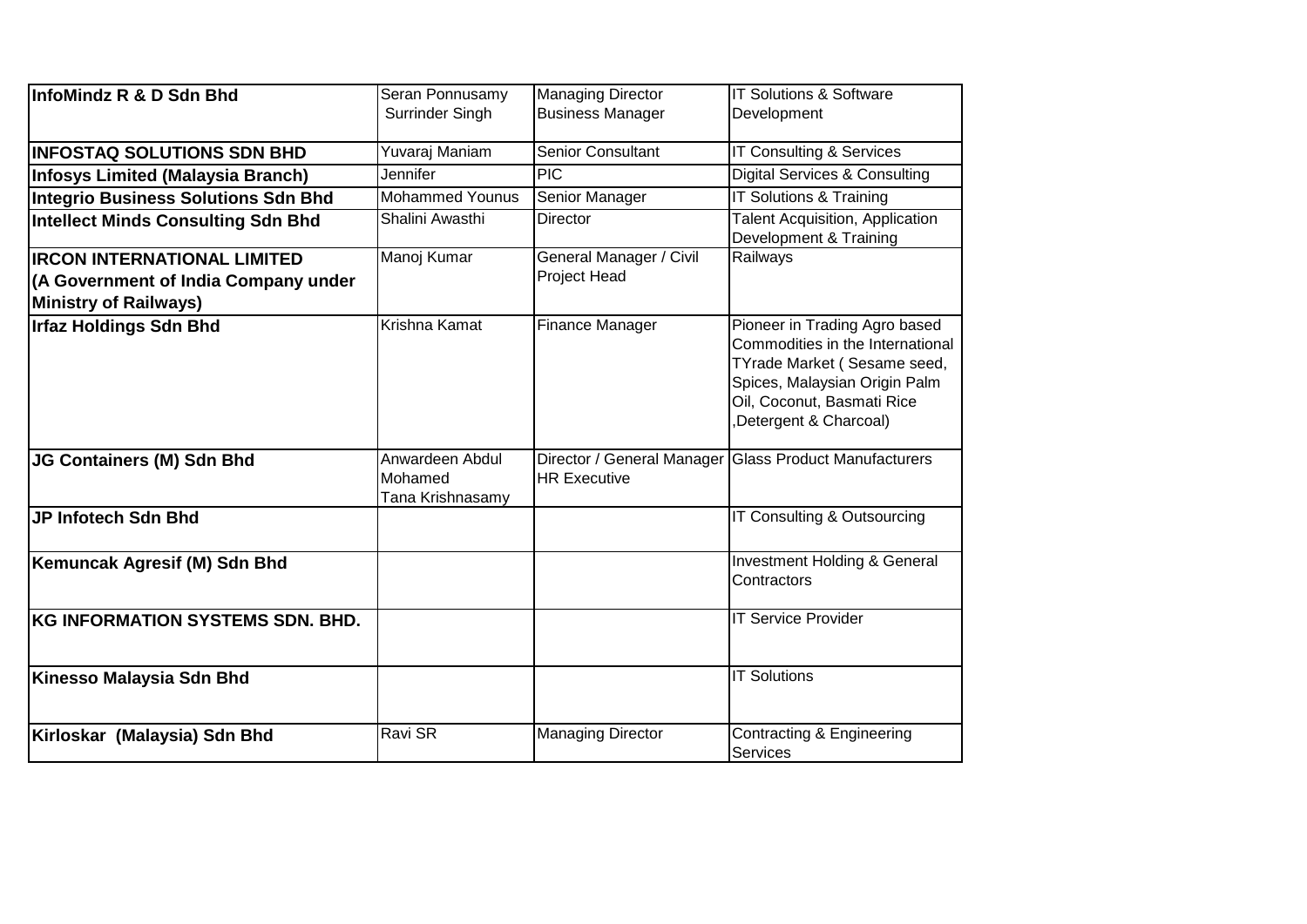| | | | |
|---|---|---|---|
| **InfoMindz R & D Sdn Bhd** | Seran Ponnusamy<br>Surrinder Singh | Managing Director<br>Business Manager | IT Solutions & Software Development |
| **INFOSTAQ SOLUTIONS SDN BHD** | Yuvaraj Maniam | Senior Consultant | IT Consulting & Services |
| **Infosys Limited (Malaysia Branch)** | Jennifer | PIC | Digital Services & Consulting |
| **Integrio Business Solutions Sdn Bhd** | Mohammed Younus | Senior Manager | IT Solutions & Training |
| **Intellect Minds Consulting Sdn Bhd** | Shalini Awasthi | Director | Talent Acquisition, Application Development & Training |
| **IRCON INTERNATIONAL LIMITED (A Government of India Company under Ministry of Railways)** | Manoj Kumar | General Manager / Civil Project Head | Railways |
| **Irfaz Holdings Sdn Bhd** | Krishna Kamat | Finance Manager | Pioneer in Trading Agro based Commodities in the International TYrade Market ( Sesame seed, Spices, Malaysian Origin Palm Oil, Coconut, Basmati Rice ,Detergent & Charcoal) |
| **JG Containers (M) Sdn Bhd** | Anwardeen Abdul Mohamed<br>Tana Krishnasamy | Director / General Manager<br>HR Executive | Glass Product Manufacturers |
| **JP Infotech Sdn Bhd** | | | IT Consulting & Outsourcing |
| **Kemuncak Agresif (M) Sdn Bhd** | | | Investment Holding & General Contractors |
| **KG INFORMATION SYSTEMS SDN. BHD.** | | | IT Service Provider |
| **Kinesso Malaysia Sdn Bhd** | | | IT Solutions |
| **Kirloskar (Malaysia) Sdn Bhd** | Ravi SR | Managing Director | Contracting & Engineering Services |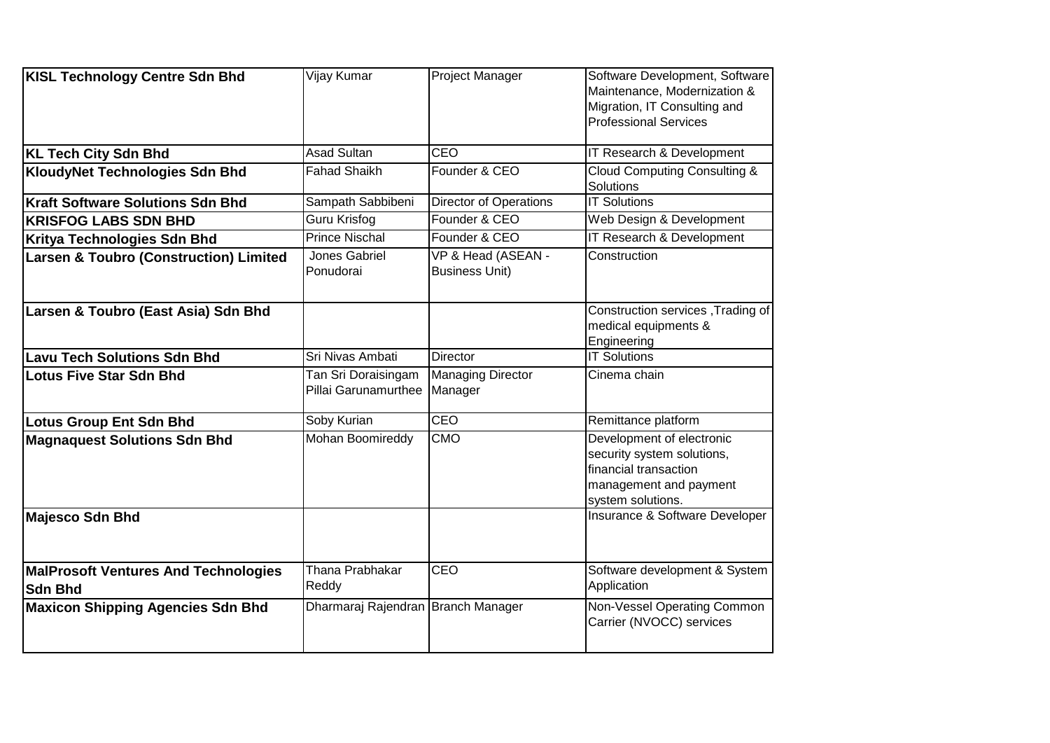| | | | |
|---|---|---|---|
| **KISL Technology Centre Sdn Bhd** | Vijay Kumar | Project Manager | Software Development, Software Maintenance, Modernization & Migration, IT Consulting and Professional Services |
| **KL Tech City Sdn Bhd** | Asad Sultan | CEO | IT Research & Development |
| **KloudyNet Technologies Sdn Bhd** | Fahad Shaikh | Founder & CEO | Cloud Computing Consulting & Solutions |
| **Kraft Software Solutions Sdn Bhd** | Sampath Sabbibeni | Director of Operations | IT Solutions |
| **KRISFOG LABS SDN BHD** | Guru Krisfog | Founder & CEO | Web Design & Development |
| **Kritya Technologies Sdn Bhd** | Prince Nischal | Founder & CEO | IT Research & Development |
| **Larsen & Toubro (Construction) Limited** | Jones Gabriel Ponudorai | VP & Head (ASEAN - Business Unit) | Construction |
| **Larsen & Toubro (East Asia) Sdn Bhd** | | | Construction services ,Trading of medical equipments & Engineering |
| **Lavu Tech Solutions Sdn Bhd** | Sri Nivas Ambati | Director | IT Solutions |
| **Lotus Five Star Sdn Bhd** | Tan Sri Doraisingam Pillai Garunamurthee | Managing Director Manager | Cinema chain |
| **Lotus Group Ent Sdn Bhd** | Soby Kurian | CEO | Remittance platform |
| **Magnaquest Solutions Sdn Bhd** | Mohan Boomireddy | CMO | Development of electronic security system solutions, financial transaction management and payment system solutions. |
| **Majesco Sdn Bhd** | | | Insurance & Software Developer |
| **MalProsoft Ventures And Technologies Sdn Bhd** | Thana Prabhakar Reddy | CEO | Software development & System Application |
| **Maxicon Shipping Agencies Sdn Bhd** | Dharmaraj Rajendran | Branch Manager | Non-Vessel Operating Common Carrier (NVOCC) services |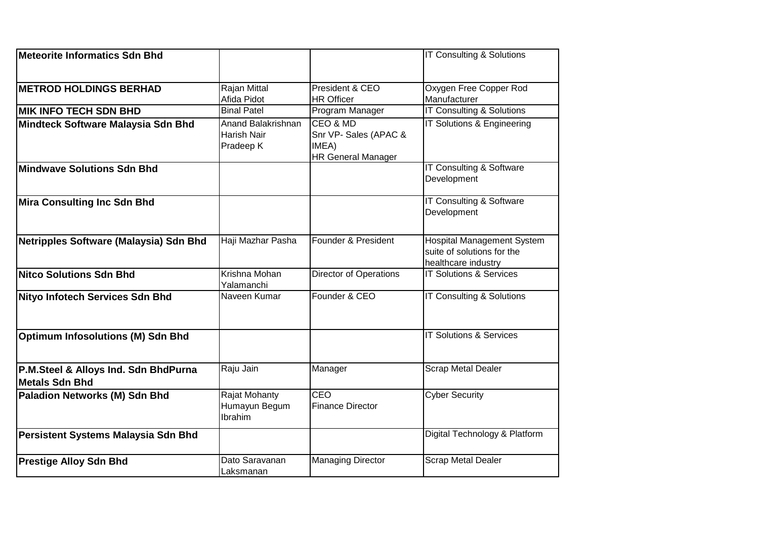| | | | |
|---|---|---|---|
| **Meteorite Informatics Sdn Bhd** | | | IT Consulting & Solutions |
| **METROD HOLDINGS BERHAD** | Rajan Mittal<br>Afida Pidot | President & CEO<br>HR Officer | Oxygen Free Copper Rod Manufacturer |
| **MIK INFO TECH SDN BHD** | Binal Patel | Program Manager | IT Consulting & Solutions |
| **Mindteck Software Malaysia Sdn Bhd** | Anand Balakrishnan<br>Harish Nair<br>Pradeep K | CEO & MD<br>Snr VP- Sales (APAC & IMEA)<br>HR General Manager | IT Solutions & Engineering |
| **Mindwave Solutions Sdn Bhd** | | | IT Consulting & Software Development |
| **Mira Consulting Inc Sdn Bhd** | | | IT Consulting & Software Development |
| **Netripples Software (Malaysia) Sdn Bhd** | Haji Mazhar Pasha | Founder & President | Hospital Management System suite of solutions for the healthcare industry |
| **Nitco Solutions Sdn Bhd** | Krishna Mohan Yalamanchi | Director of Operations | IT Solutions & Services |
| **Nityo Infotech Services Sdn Bhd** | Naveen Kumar | Founder & CEO | IT Consulting & Solutions |
| **Optimum Infosolutions (M) Sdn Bhd** | | | IT Solutions & Services |
| **P.M.Steel & Alloys Ind. Sdn BhdPurna Metals Sdn Bhd** | Raju Jain | Manager | Scrap Metal Dealer |
| **Paladion Networks (M) Sdn Bhd** | Rajat Mohanty<br>Humayun Begum Ibrahim | CEO<br>Finance Director | Cyber Security |
| **Persistent Systems Malaysia Sdn Bhd** | | | Digital Technology & Platform |
| **Prestige Alloy Sdn Bhd** | Dato Saravanan Laksmanan | Managing Director | Scrap Metal Dealer |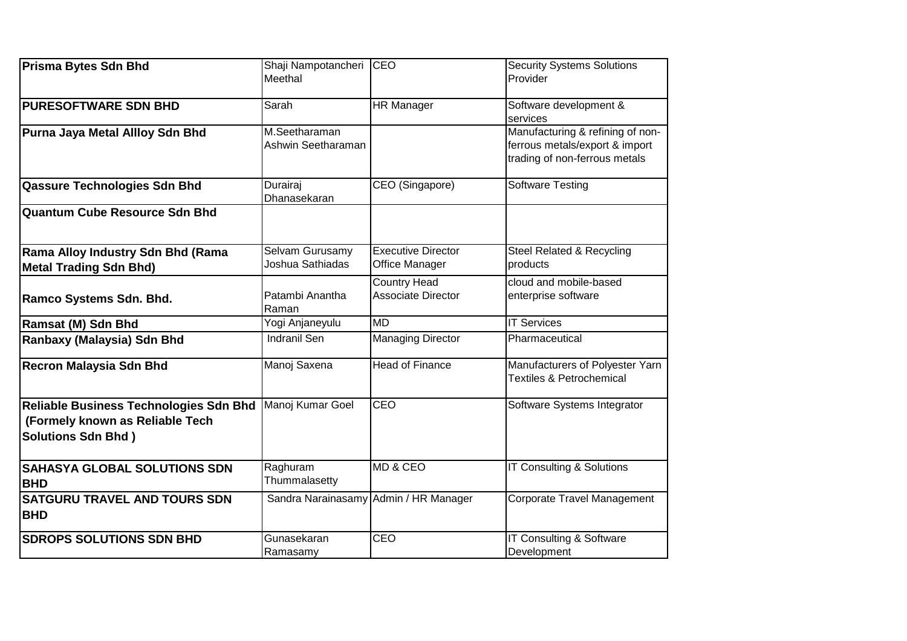| | | | |
|---|---|---|---|
| **Prisma Bytes Sdn Bhd** | Shaji Nampotancheri Meethal | CEO | Security Systems Solutions Provider |
| **PURESOFTWARE SDN BHD** | Sarah | HR Manager | Software development & services |
| **Purna Jaya Metal Allloy Sdn Bhd** | M.Seetharaman<br>Ashwin Seetharaman | | Manufacturing & refining of non-ferrous metals/export & import trading of non-ferrous metals |
| **Qassure Technologies Sdn Bhd** | Durairaj Dhanasekaran | CEO (Singapore) | Software Testing |
| **Quantum Cube Resource Sdn Bhd** | | | |
| **Rama Alloy Industry Sdn Bhd (Rama Metal Trading Sdn Bhd)** | Selvam Gurusamy<br>Joshua Sathiadas | Executive Director<br>Office Manager | Steel Related & Recycling products |
| **Ramco Systems Sdn. Bhd.** | Patambi Anantha Raman | Country Head<br>Associate Director | cloud and mobile-based enterprise software |
| **Ramsat (M) Sdn Bhd** | Yogi Anjaneyulu | MD | IT Services |
| **Ranbaxy (Malaysia) Sdn Bhd** | Indranil Sen | Managing Director | Pharmaceutical |
| **Recron Malaysia Sdn Bhd** | Manoj Saxena | Head of Finance | Manufacturers of Polyester Yarn Textiles & Petrochemical |
| **Reliable Business Technologies Sdn Bhd (Formely known as Reliable Tech Solutions Sdn Bhd )** | Manoj Kumar Goel | CEO | Software Systems Integrator |
| **SAHASYA GLOBAL SOLUTIONS SDN BHD** | Raghuram Thummalasetty | MD & CEO | IT Consulting & Solutions |
| **SATGURU TRAVEL AND TOURS SDN BHD** | Sandra Narainasamy | Admin / HR Manager | Corporate Travel Management |
| **SDROPS SOLUTIONS SDN BHD** | Gunasekaran Ramasamy | CEO | IT Consulting & Software Development |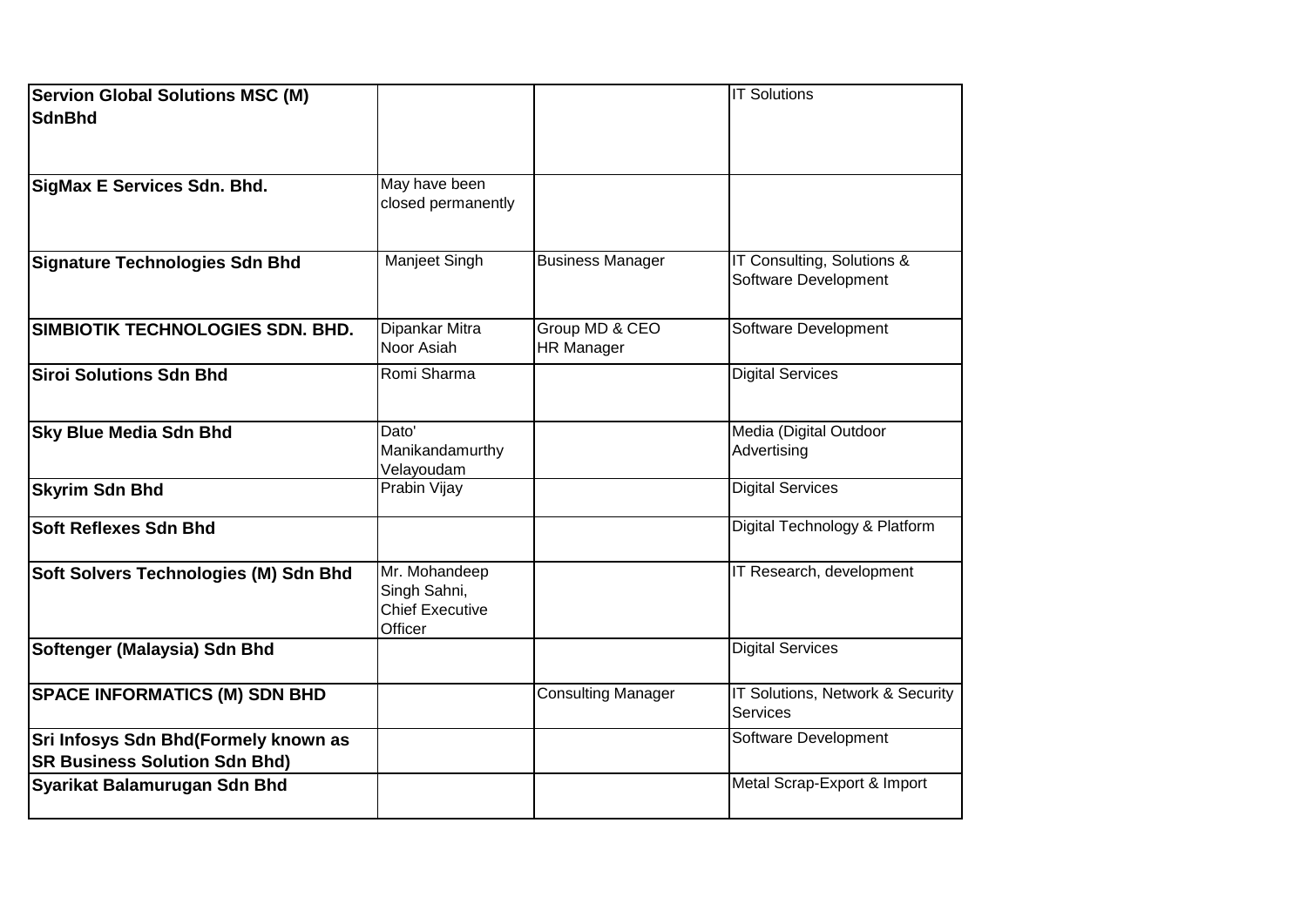| | | | |
|---|---|---|---|
| **Servion Global Solutions MSC (M) SdnBhd** | | | IT Solutions |
| **SigMax E Services Sdn. Bhd.** | May have been closed permanently | | |
| **Signature Technologies Sdn Bhd** | Manjeet Singh | Business Manager | IT Consulting, Solutions & Software Development |
| **SIMBIOTIK TECHNOLOGIES SDN. BHD.** | Dipankar Mitra<br>Noor Asiah | Group MD & CEO<br>HR Manager | Software Development |
| **Siroi Solutions Sdn Bhd** | Romi Sharma | | Digital Services |
| **Sky Blue Media Sdn Bhd** | Dato' Manikandamurthy Velayoudam | | Media (Digital Outdoor Advertising |
| **Skyrim Sdn Bhd** | Prabin Vijay | | Digital Services |
| **Soft Reflexes Sdn Bhd** | | | Digital Technology & Platform |
| **Soft Solvers Technologies (M) Sdn Bhd** | Mr. Mohandeep Singh Sahni, Chief Executive Officer | | IT Research, development |
| **Softenger (Malaysia) Sdn Bhd** | | | Digital Services |
| **SPACE INFORMATICS (M) SDN BHD** | | Consulting Manager | IT Solutions, Network & Security Services |
| **Sri Infosys Sdn Bhd(Formely known as SR Business Solution Sdn Bhd)** | | | Software Development |
| **Syarikat Balamurugan Sdn Bhd** | | | Metal Scrap-Export & Import |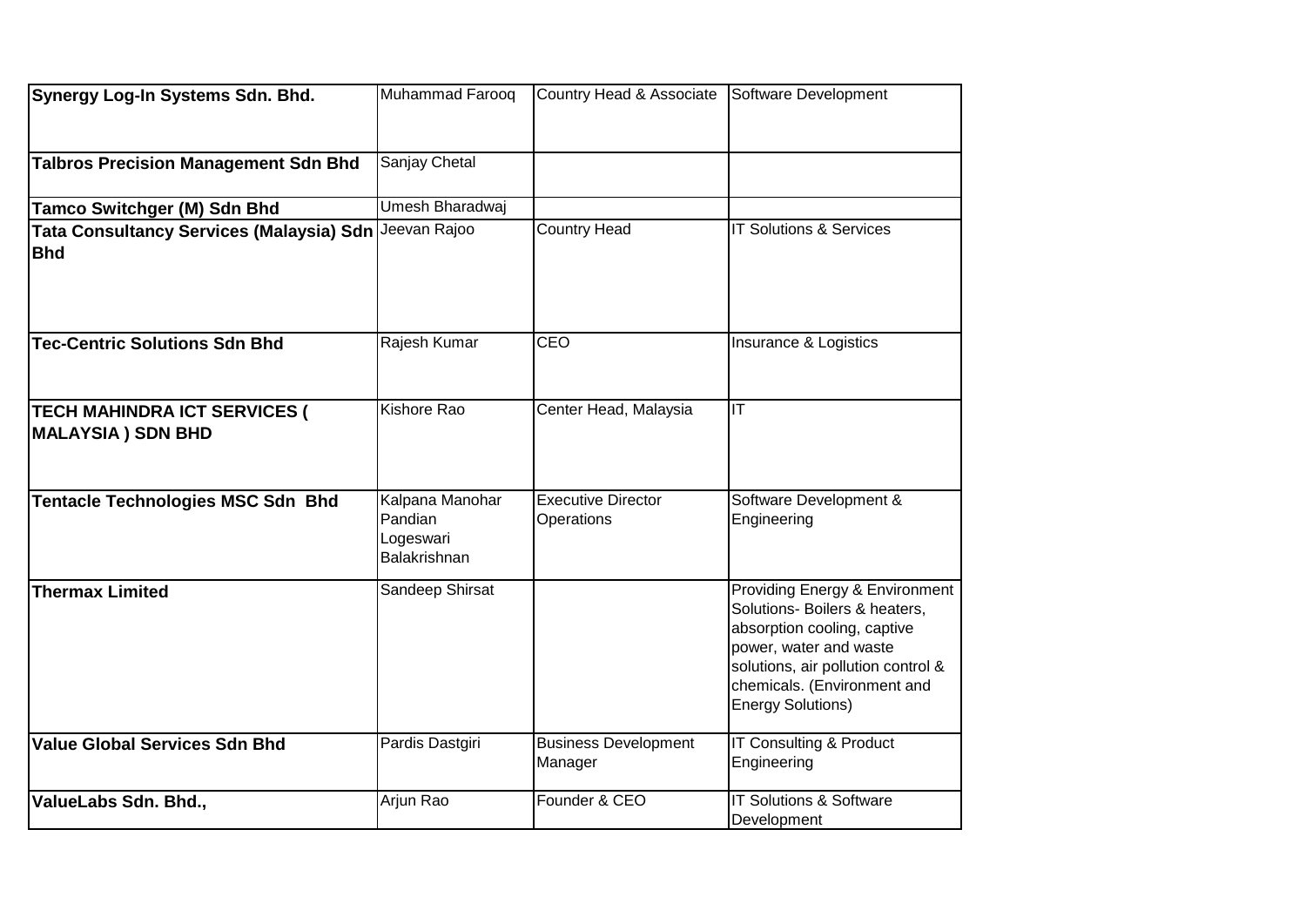| | | | |
|---|---|---|---|
| **Synergy Log-In Systems Sdn. Bhd.** | Muhammad Farooq | Country Head & Associate | Software Development |
| **Talbros Precision Management Sdn Bhd** | Sanjay Chetal | | |
| **Tamco Switchger (M) Sdn Bhd** | Umesh Bharadwaj | | |
| **Tata Consultancy Services (Malaysia) Sdn Bhd** | Jeevan Rajoo | Country Head | IT Solutions & Services |
| **Tec-Centric Solutions Sdn Bhd** | Rajesh Kumar | CEO | Insurance & Logistics |
| **TECH MAHINDRA ICT SERVICES ( MALAYSIA ) SDN BHD** | Kishore Rao | Center Head, Malaysia | IT |
| **Tentacle Technologies MSC Sdn Bhd** | Kalpana Manohar Pandian Logeswari Balakrishnan | Executive Director Operations | Software Development & Engineering |
| **Thermax Limited** | Sandeep Shirsat | | Providing Energy & Environment Solutions- Boilers & heaters, absorption cooling, captive power, water and waste solutions, air pollution control & chemicals. (Environment and Energy Solutions) |
| **Value Global Services Sdn Bhd** | Pardis Dastgiri | Business Development Manager | IT Consulting & Product Engineering |
| **ValueLabs Sdn. Bhd.,** | Arjun Rao | Founder & CEO | IT Solutions & Software Development |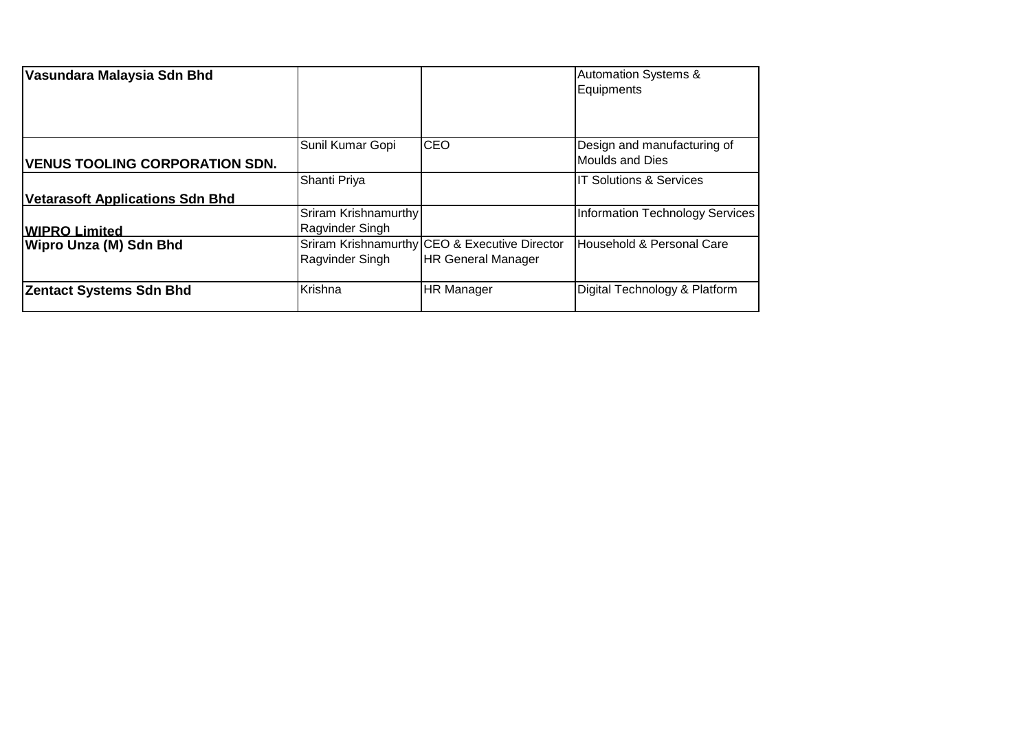| | | | |
|---|---|---|---|
| **Vasundara Malaysia Sdn Bhd** | | | Automation Systems & Equipments |
| **VENUS TOOLING CORPORATION SDN.** | Sunil Kumar Gopi | CEO | Design and manufacturing of Moulds and Dies |
| **Vetarasoft Applications Sdn Bhd** | Shanti Priya | | IT Solutions & Services |
| **WIPRO Limited** | Sriram Krishnamurthy<br>Ragvinder Singh | | Information Technology Services |
| **Wipro Unza (M) Sdn Bhd** | Sriram Krishnamurthy<br>Ragvinder Singh | CEO & Executive Director<br>HR General Manager | Household & Personal Care |
| **Zentact Systems Sdn Bhd** | Krishna | HR Manager | Digital Technology & Platform |